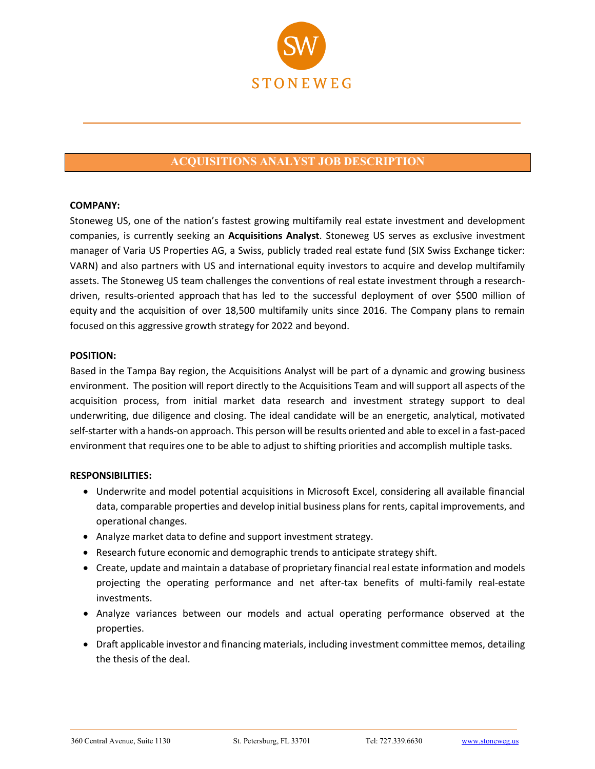STONEWEG

# ACQUISITIONS ANALYST JOB DESCRIPTION

**COMPANY:**

Stoneweg US, one of the nation's fastest growing multifamily real estate investment and development companies, is currently seeking an **Acquisitions Analyst**. Stoneweg US serves as exclusive investment manager of Varia US Properties AG, a Swiss, publicly traded real estate fund (SIX Swiss Exchange ticker: VARN) and also partners with US and international equity investors to acquire and develop multifamily assets. The Stoneweg US team challenges the conventions of real estate investment through a research-driven, results-oriented approach that has led to the successful deployment of over $500 million of equity and the acquisition of over 18,500 multifamily units since 2016. The Company plans to remain focused on this aggressive growth strategy for 2022 and beyond.

**POSITION:**

Based in the Tampa Bay region, the Acquisitions Analyst will be part of a dynamic and growing business environment. The position will report directly to the Acquisitions Team and will support all aspects of the acquisition process, from initial market data research and investment strategy support to deal underwriting, due diligence and closing. The ideal candidate will be an energetic, analytical, motivated self-starter with a hands-on approach. This person will be results oriented and able to excel in a fast-paced environment that requires one to be able to adjust to shifting priorities and accomplish multiple tasks.

**RESPONSIBILITIES:**

- Underwrite and model potential acquisitions in Microsoft Excel, considering all available financial data, comparable properties and develop initial business plans for rents, capital improvements, and operational changes.
- Analyze market data to define and support investment strategy.
- Research future economic and demographic trends to anticipate strategy shift.
- Create, update and maintain a database of proprietary financial real estate information and models projecting the operating performance and net after-tax benefits of multi-family real-estate investments.
- Analyze variances between our models and actual operating performance observed at the properties.
- Draft applicable investor and financing materials, including investment committee memos, detailing the thesis of the deal.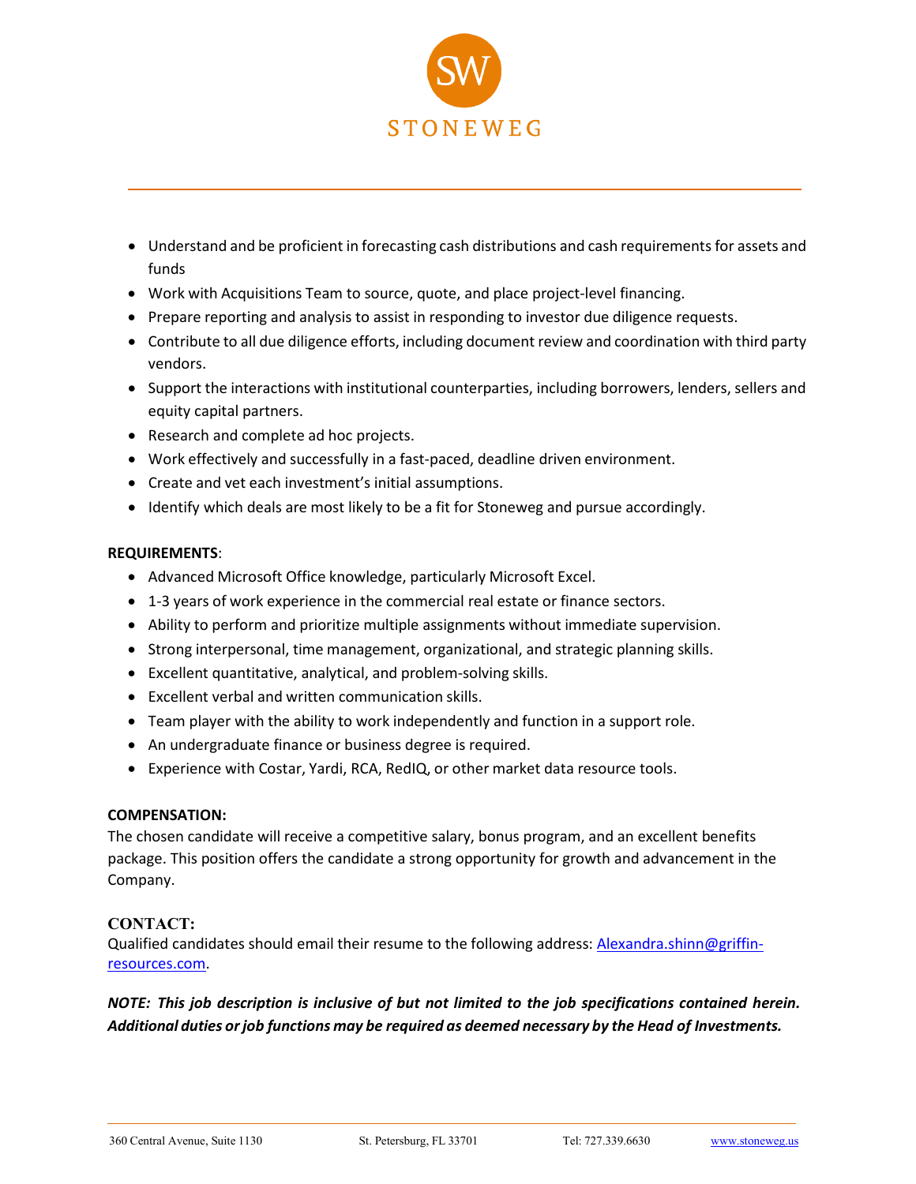- Understand and be proficient in forecasting cash distributions and cash requirements for assets and funds
- Work with Acquisitions Team to source, quote, and place project-level financing.
- Prepare reporting and analysis to assist in responding to investor due diligence requests.
- Contribute to all due diligence efforts, including document review and coordination with third party vendors.
- Support the interactions with institutional counterparties, including borrowers, lenders, sellers and equity capital partners.
- Research and complete ad hoc projects.
- Work effectively and successfully in a fast-paced, deadline driven environment.
- Create and vet each investment's initial assumptions.
- Identify which deals are most likely to be a fit for Stoneweg and pursue accordingly.

**REQUIREMENTS**:

- Advanced Microsoft Office knowledge, particularly Microsoft Excel.
- 1-3 years of work experience in the commercial real estate or finance sectors.
- Ability to perform and prioritize multiple assignments without immediate supervision.
- Strong interpersonal, time management, organizational, and strategic planning skills.
- Excellent quantitative, analytical, and problem-solving skills.
- Excellent verbal and written communication skills.
- Team player with the ability to work independently and function in a support role.
- An undergraduate finance or business degree is required.
- Experience with Costar, Yardi, RCA, RedIQ, or other market data resource tools.

**COMPENSATION:**

The chosen candidate will receive a competitive salary, bonus program, and an excellent benefits package. This position offers the candidate a strong opportunity for growth and advancement in the Company.

**CONTACT:**

Qualified candidates should email their resume to the following address: Alexandra.shinn@griffin-resources.com.

***NOTE: This job description is inclusive of but not limited to the job specifications contained herein. Additional duties or job functions may be required as deemed necessary by the Head of Investments.***